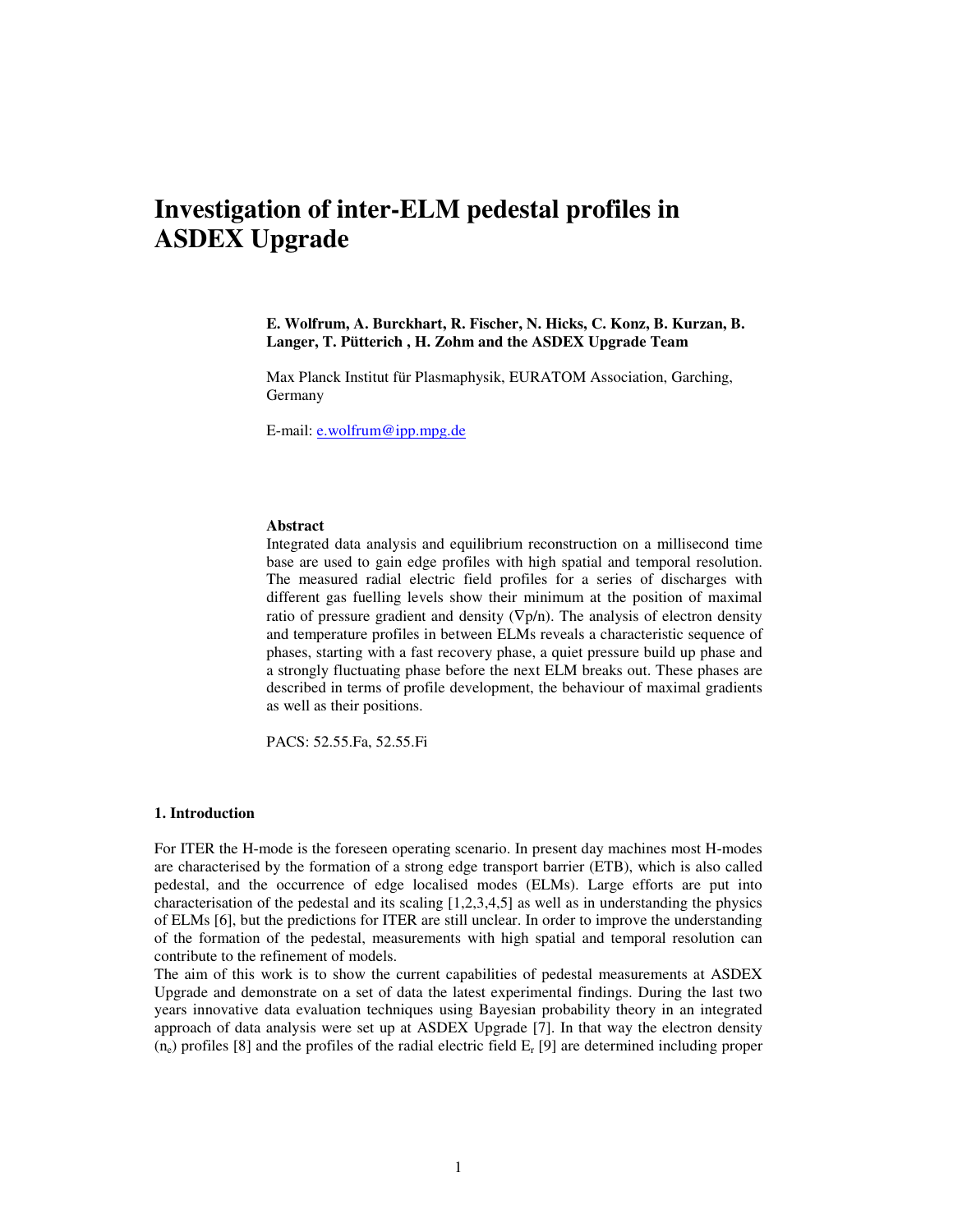# Investigation of inter-ELM pedestal profiles in ASDEX Upgrade

**E. Wolfrum, A. Burckhart, R. Fischer, N. Hicks, C. Konz, B. Kurzan, B. Langer, T. Pütterich , H. Zohm and the ASDEX Upgrade Team**

Max Planck Institut für Plasmaphysik, EURATOM Association, Garching, Germany

E-mail: e.wolfrum@ipp.mpg.de

### Abstract

Integrated data analysis and equilibrium reconstruction on a millisecond time base are used to gain edge profiles with high spatial and temporal resolution. The measured radial electric field profiles for a series of discharges with different gas fuelling levels show their minimum at the position of maximal ratio of pressure gradient and density ($\nabla p/n$). The analysis of electron density and temperature profiles in between ELMs reveals a characteristic sequence of phases, starting with a fast recovery phase, a quiet pressure build up phase and a strongly fluctuating phase before the next ELM breaks out. These phases are described in terms of profile development, the behaviour of maximal gradients as well as their positions.

PACS: 52.55.Fa, 52.55.Fi

## 1. Introduction

For ITER the H-mode is the foreseen operating scenario. In present day machines most H-modes are characterised by the formation of a strong edge transport barrier (ETB), which is also called pedestal, and the occurrence of edge localised modes (ELMs). Large efforts are put into characterisation of the pedestal and its scaling [1,2,3,4,5] as well as in understanding the physics of ELMs [6], but the predictions for ITER are still unclear. In order to improve the understanding of the formation of the pedestal, measurements with high spatial and temporal resolution can contribute to the refinement of models.

The aim of this work is to show the current capabilities of pedestal measurements at ASDEX Upgrade and demonstrate on a set of data the latest experimental findings. During the last two years innovative data evaluation techniques using Bayesian probability theory in an integrated approach of data analysis were set up at ASDEX Upgrade [7]. In that way the electron density ($n_e$) profiles [8] and the profiles of the radial electric field $E_r$ [9] are determined including proper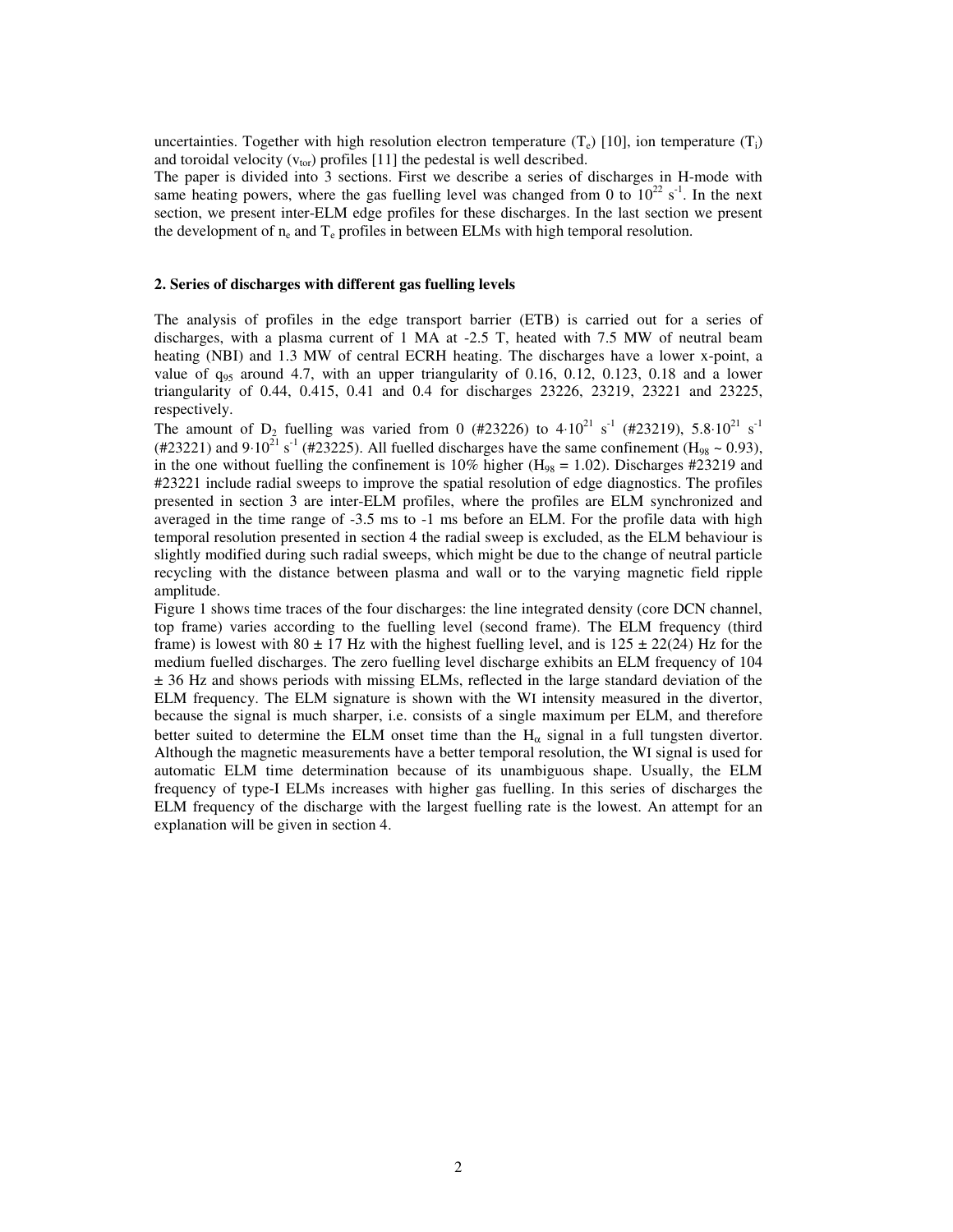uncertainties. Together with high resolution electron temperature ($T_e$) [10], ion temperature ($T_i$) and toroidal velocity ($v_{tor}$) profiles [11] the pedestal is well described.

The paper is divided into 3 sections. First we describe a series of discharges in H-mode with same heating powers, where the gas fuelling level was changed from 0 to $10^{22}$ s$^{-1}$. In the next section, we present inter-ELM edge profiles for these discharges. In the last section we present the development of $n_e$ and $T_e$ profiles in between ELMs with high temporal resolution.

## 2. Series of discharges with different gas fuelling levels

The analysis of profiles in the edge transport barrier (ETB) is carried out for a series of discharges, with a plasma current of 1 MA at -2.5 T, heated with 7.5 MW of neutral beam heating (NBI) and 1.3 MW of central ECRH heating. The discharges have a lower x-point, a value of $q_{95}$ around 4.7, with an upper triangularity of 0.16, 0.12, 0.123, 0.18 and a lower triangularity of 0.44, 0.415, 0.41 and 0.4 for discharges 23226, 23219, 23221 and 23225, respectively.

The amount of $D_2$ fuelling was varied from 0 (#23226) to $4{\cdot}10^{21}$ s$^{-1}$ (#23219), $5.8{\cdot}10^{21}$ s$^{-1}$ (#23221) and $9{\cdot}10^{21}$ s$^{-1}$ (#23225). All fuelled discharges have the same confinement ($H_{98} \sim 0.93$), in the one without fuelling the confinement is 10% higher ($H_{98} = 1.02$). Discharges #23219 and #23221 include radial sweeps to improve the spatial resolution of edge diagnostics. The profiles presented in section 3 are inter-ELM profiles, where the profiles are ELM synchronized and averaged in the time range of -3.5 ms to -1 ms before an ELM. For the profile data with high temporal resolution presented in section 4 the radial sweep is excluded, as the ELM behaviour is slightly modified during such radial sweeps, which might be due to the change of neutral particle recycling with the distance between plasma and wall or to the varying magnetic field ripple amplitude.

Figure 1 shows time traces of the four discharges: the line integrated density (core DCN channel, top frame) varies according to the fuelling level (second frame). The ELM frequency (third frame) is lowest with $80 \pm 17$ Hz with the highest fuelling level, and is $125 \pm 22(24)$ Hz for the medium fuelled discharges. The zero fuelling level discharge exhibits an ELM frequency of 104 $\pm$ 36 Hz and shows periods with missing ELMs, reflected in the large standard deviation of the ELM frequency. The ELM signature is shown with the WI intensity measured in the divertor, because the signal is much sharper, i.e. consists of a single maximum per ELM, and therefore better suited to determine the ELM onset time than the $H_\alpha$ signal in a full tungsten divertor. Although the magnetic measurements have a better temporal resolution, the WI signal is used for automatic ELM time determination because of its unambiguous shape. Usually, the ELM frequency of type-I ELMs increases with higher gas fuelling. In this series of discharges the ELM frequency of the discharge with the largest fuelling rate is the lowest. An attempt for an explanation will be given in section 4.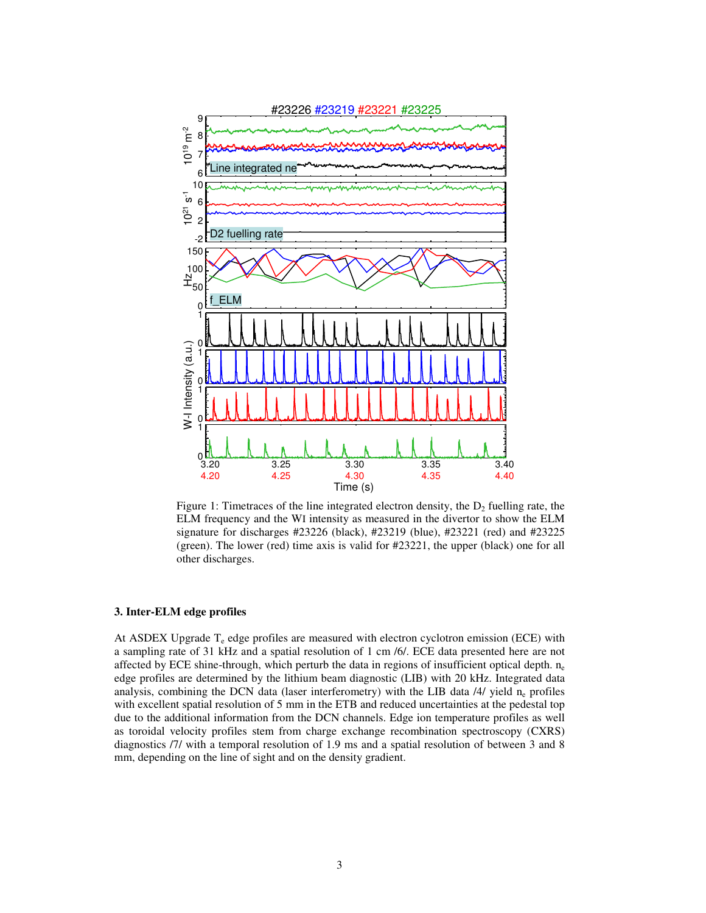Figure 1: Timetraces of the line integrated electron density, the $D_2$ fuelling rate, the ELM frequency and the WI intensity as measured in the divertor to show the ELM signature for discharges #23226 (black), #23219 (blue), #23221 (red) and #23225 (green). The lower (red) time axis is valid for #23221, the upper (black) one for all other discharges.

### 3. Inter-ELM edge profiles

At ASDEX Upgrade $T_e$ edge profiles are measured with electron cyclotron emission (ECE) with a sampling rate of 31 kHz and a spatial resolution of 1 cm /6/. ECE data presented here are not affected by ECE shine-through, which perturb the data in regions of insufficient optical depth. $n_e$ edge profiles are determined by the lithium beam diagnostic (LIB) with 20 kHz. Integrated data analysis, combining the DCN data (laser interferometry) with the LIB data /4/ yield $n_e$ profiles with excellent spatial resolution of 5 mm in the ETB and reduced uncertainties at the pedestal top due to the additional information from the DCN channels. Edge ion temperature profiles as well as toroidal velocity profiles stem from charge exchange recombination spectroscopy (CXRS) diagnostics /7/ with a temporal resolution of 1.9 ms and a spatial resolution of between 3 and 8 mm, depending on the line of sight and on the density gradient.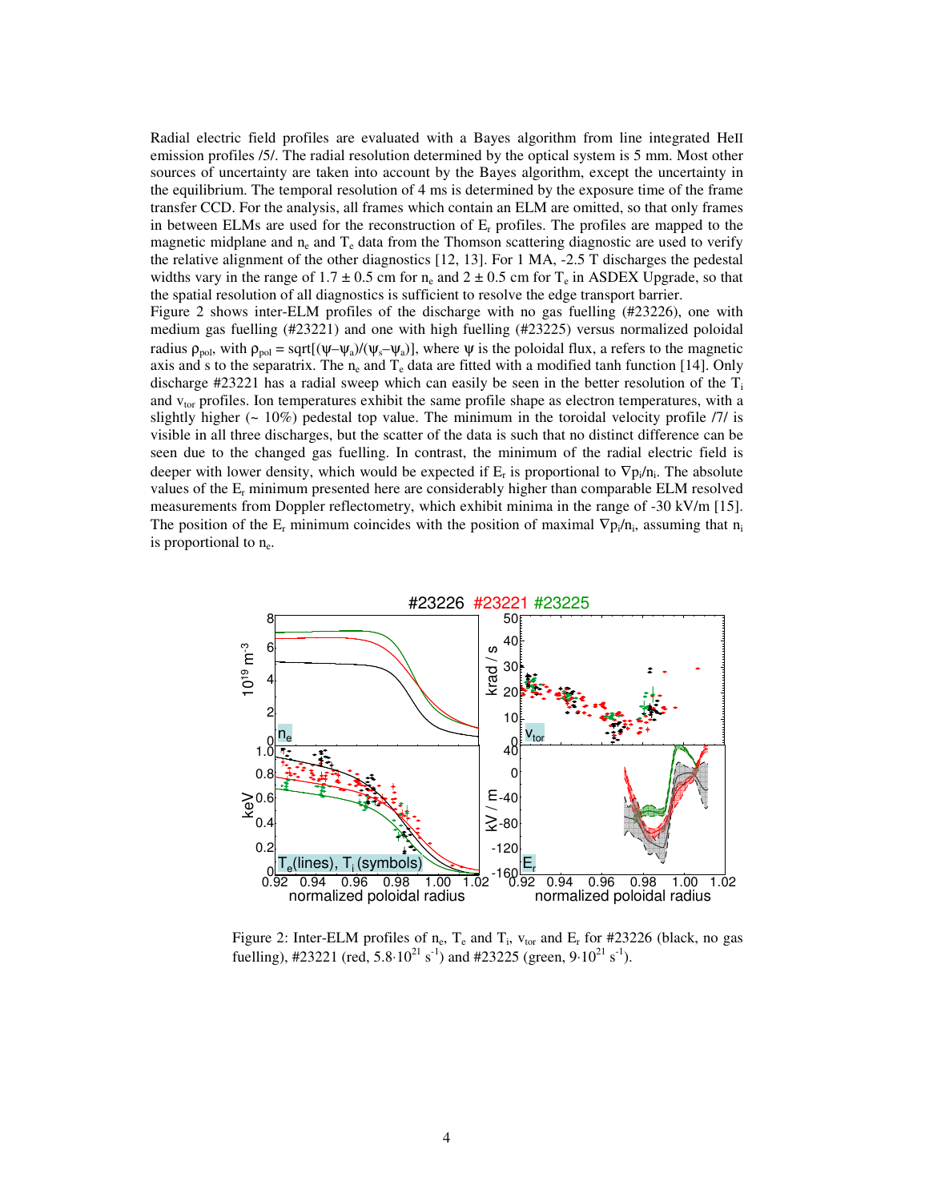Radial electric field profiles are evaluated with a Bayes algorithm from line integrated HeII emission profiles /5/. The radial resolution determined by the optical system is 5 mm. Most other sources of uncertainty are taken into account by the Bayes algorithm, except the uncertainty in the equilibrium. The temporal resolution of 4 ms is determined by the exposure time of the frame transfer CCD. For the analysis, all frames which contain an ELM are omitted, so that only frames in between ELMs are used for the reconstruction of $E_r$ profiles. The profiles are mapped to the magnetic midplane and $n_e$ and $T_e$ data from the Thomson scattering diagnostic are used to verify the relative alignment of the other diagnostics [12, 13]. For 1 MA, -2.5 T discharges the pedestal widths vary in the range of 1.7 ± 0.5 cm for $n_e$ and 2 ± 0.5 cm for $T_e$ in ASDEX Upgrade, so that the spatial resolution of all diagnostics is sufficient to resolve the edge transport barrier.

Figure 2 shows inter-ELM profiles of the discharge with no gas fuelling (#23226), one with medium gas fuelling (#23221) and one with high fuelling (#23225) versus normalized poloidal radius $\rho_{pol}$, with $\rho_{pol} = \mathrm{sqrt}[(\psi-\psi_a)/(\psi_s-\psi_a)]$, where $\psi$ is the poloidal flux, a refers to the magnetic axis and s to the separatrix. The $n_e$ and $T_e$ data are fitted with a modified tanh function [14]. Only discharge #23221 has a radial sweep which can easily be seen in the better resolution of the $T_i$ and $v_{tor}$ profiles. Ion temperatures exhibit the same profile shape as electron temperatures, with a slightly higher (~ 10%) pedestal top value. The minimum in the toroidal velocity profile /7/ is visible in all three discharges, but the scatter of the data is such that no distinct difference can be seen due to the changed gas fuelling. In contrast, the minimum of the radial electric field is deeper with lower density, which would be expected if $E_r$ is proportional to $\nabla p_i/n_i$. The absolute values of the $E_r$ minimum presented here are considerably higher than comparable ELM resolved measurements from Doppler reflectometry, which exhibit minima in the range of -30 kV/m [15]. The position of the $E_r$ minimum coincides with the position of maximal $\nabla p_i/n_i$, assuming that $n_i$ is proportional to $n_e$.

Figure 2: Inter-ELM profiles of $n_e$, $T_e$ and $T_i$, $v_{tor}$ and $E_r$ for #23226 (black, no gas fuelling), #23221 (red, $5.8\cdot10^{21}$ s$^{-1}$) and #23225 (green, $9\cdot10^{21}$ s$^{-1}$).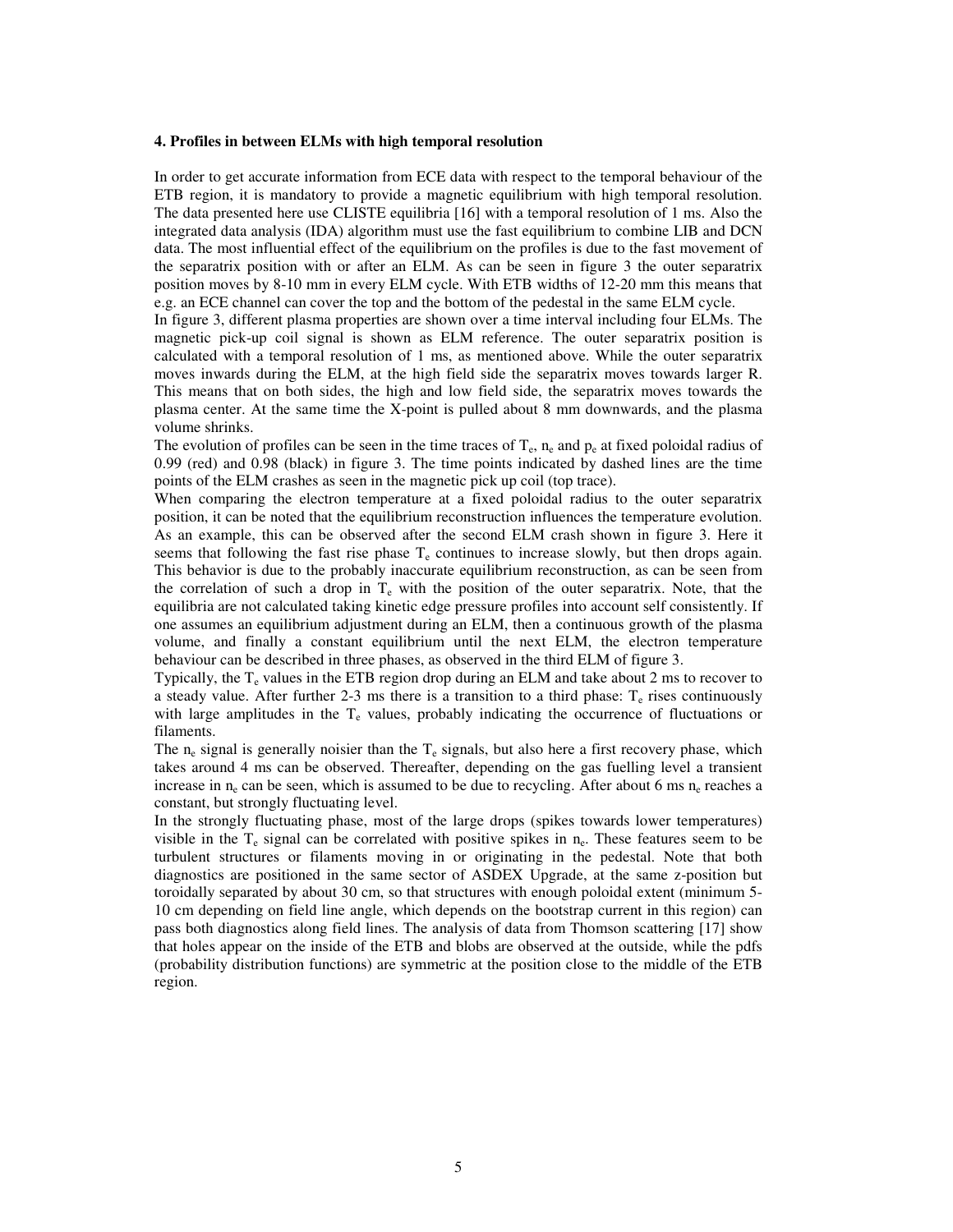### 4. Profiles in between ELMs with high temporal resolution

In order to get accurate information from ECE data with respect to the temporal behaviour of the ETB region, it is mandatory to provide a magnetic equilibrium with high temporal resolution. The data presented here use CLISTE equilibria [16] with a temporal resolution of 1 ms. Also the integrated data analysis (IDA) algorithm must use the fast equilibrium to combine LIB and DCN data. The most influential effect of the equilibrium on the profiles is due to the fast movement of the separatrix position with or after an ELM. As can be seen in figure 3 the outer separatrix position moves by 8-10 mm in every ELM cycle. With ETB widths of 12-20 mm this means that e.g. an ECE channel can cover the top and the bottom of the pedestal in the same ELM cycle.

In figure 3, different plasma properties are shown over a time interval including four ELMs. The magnetic pick-up coil signal is shown as ELM reference. The outer separatrix position is calculated with a temporal resolution of 1 ms, as mentioned above. While the outer separatrix moves inwards during the ELM, at the high field side the separatrix moves towards larger R. This means that on both sides, the high and low field side, the separatrix moves towards the plasma center. At the same time the X-point is pulled about 8 mm downwards, and the plasma volume shrinks.

The evolution of profiles can be seen in the time traces of $T_e$, $n_e$ and $p_e$ at fixed poloidal radius of 0.99 (red) and 0.98 (black) in figure 3. The time points indicated by dashed lines are the time points of the ELM crashes as seen in the magnetic pick up coil (top trace).

When comparing the electron temperature at a fixed poloidal radius to the outer separatrix position, it can be noted that the equilibrium reconstruction influences the temperature evolution. As an example, this can be observed after the second ELM crash shown in figure 3. Here it seems that following the fast rise phase $T_e$ continues to increase slowly, but then drops again. This behavior is due to the probably inaccurate equilibrium reconstruction, as can be seen from the correlation of such a drop in $T_e$ with the position of the outer separatrix. Note, that the equilibria are not calculated taking kinetic edge pressure profiles into account self consistently. If one assumes an equilibrium adjustment during an ELM, then a continuous growth of the plasma volume, and finally a constant equilibrium until the next ELM, the electron temperature behaviour can be described in three phases, as observed in the third ELM of figure 3.

Typically, the $T_e$ values in the ETB region drop during an ELM and take about 2 ms to recover to a steady value. After further 2-3 ms there is a transition to a third phase: $T_e$ rises continuously with large amplitudes in the $T_e$ values, probably indicating the occurrence of fluctuations or filaments.

The $n_e$ signal is generally noisier than the $T_e$ signals, but also here a first recovery phase, which takes around 4 ms can be observed. Thereafter, depending on the gas fuelling level a transient increase in $n_e$ can be seen, which is assumed to be due to recycling. After about 6 ms $n_e$ reaches a constant, but strongly fluctuating level.

In the strongly fluctuating phase, most of the large drops (spikes towards lower temperatures) visible in the $T_e$ signal can be correlated with positive spikes in $n_e$. These features seem to be turbulent structures or filaments moving in or originating in the pedestal. Note that both diagnostics are positioned in the same sector of ASDEX Upgrade, at the same z-position but toroidally separated by about 30 cm, so that structures with enough poloidal extent (minimum 5-10 cm depending on field line angle, which depends on the bootstrap current in this region) can pass both diagnostics along field lines. The analysis of data from Thomson scattering [17] show that holes appear on the inside of the ETB and blobs are observed at the outside, while the pdfs (probability distribution functions) are symmetric at the position close to the middle of the ETB region.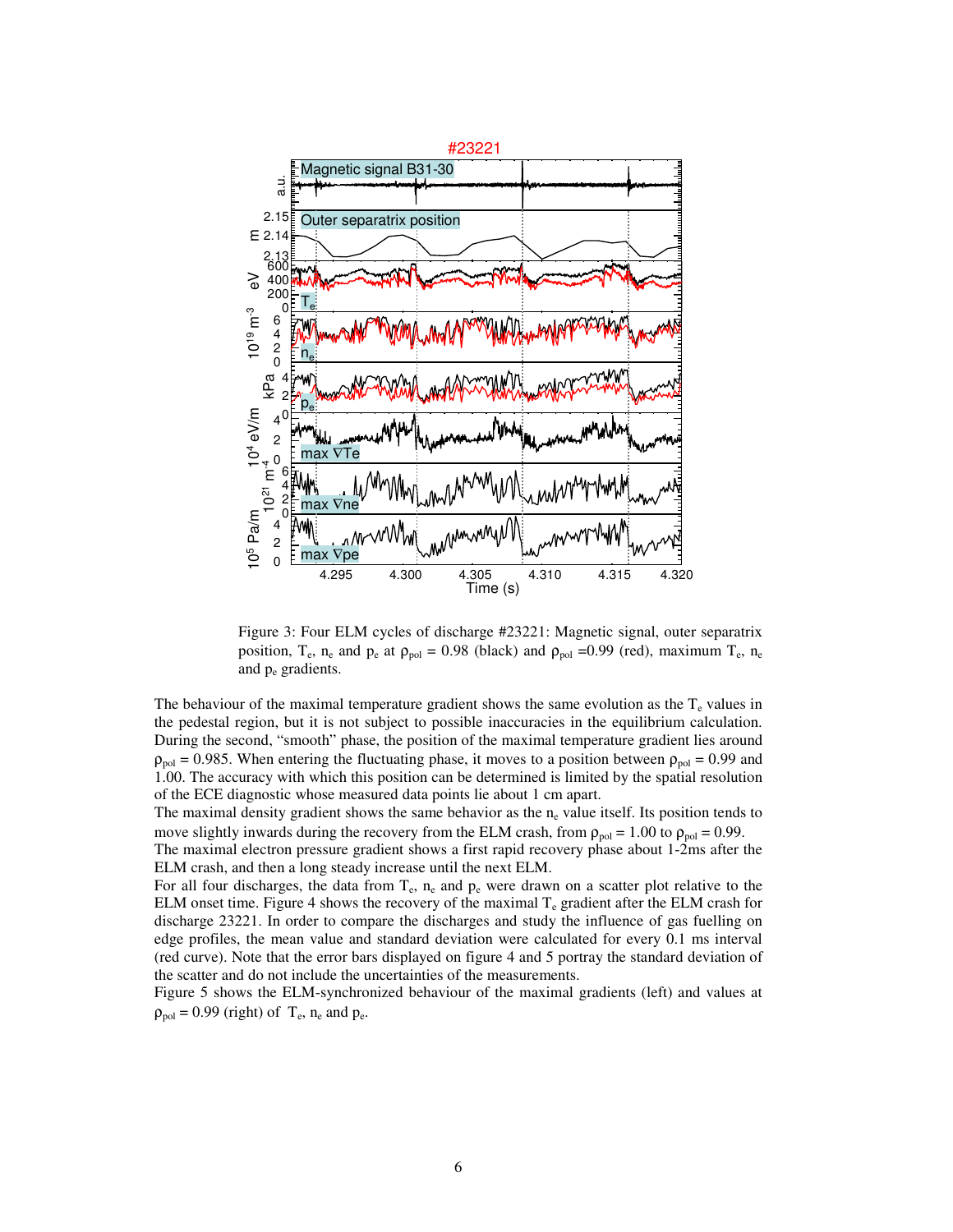Figure 3: Four ELM cycles of discharge #23221: Magnetic signal, outer separatrix position, $T_e$, $n_e$ and $p_e$ at $\rho_{pol}$ = 0.98 (black) and $\rho_{pol}$ =0.99 (red), maximum $T_e$, $n_e$ and $p_e$ gradients.

The behaviour of the maximal temperature gradient shows the same evolution as the $T_e$ values in the pedestal region, but it is not subject to possible inaccuracies in the equilibrium calculation. During the second, "smooth" phase, the position of the maximal temperature gradient lies around $\rho_{pol}$ = 0.985. When entering the fluctuating phase, it moves to a position between $\rho_{pol}$ = 0.99 and 1.00. The accuracy with which this position can be determined is limited by the spatial resolution of the ECE diagnostic whose measured data points lie about 1 cm apart.

The maximal density gradient shows the same behavior as the $n_e$ value itself. Its position tends to move slightly inwards during the recovery from the ELM crash, from $\rho_{pol}$ = 1.00 to $\rho_{pol}$ = 0.99.

The maximal electron pressure gradient shows a first rapid recovery phase about 1-2ms after the ELM crash, and then a long steady increase until the next ELM.

For all four discharges, the data from $T_e$, $n_e$ and $p_e$ were drawn on a scatter plot relative to the ELM onset time. Figure 4 shows the recovery of the maximal $T_e$ gradient after the ELM crash for discharge 23221. In order to compare the discharges and study the influence of gas fuelling on edge profiles, the mean value and standard deviation were calculated for every 0.1 ms interval (red curve). Note that the error bars displayed on figure 4 and 5 portray the standard deviation of the scatter and do not include the uncertainties of the measurements.

Figure 5 shows the ELM-synchronized behaviour of the maximal gradients (left) and values at $\rho_{pol}$ = 0.99 (right) of $T_e$, $n_e$ and $p_e$.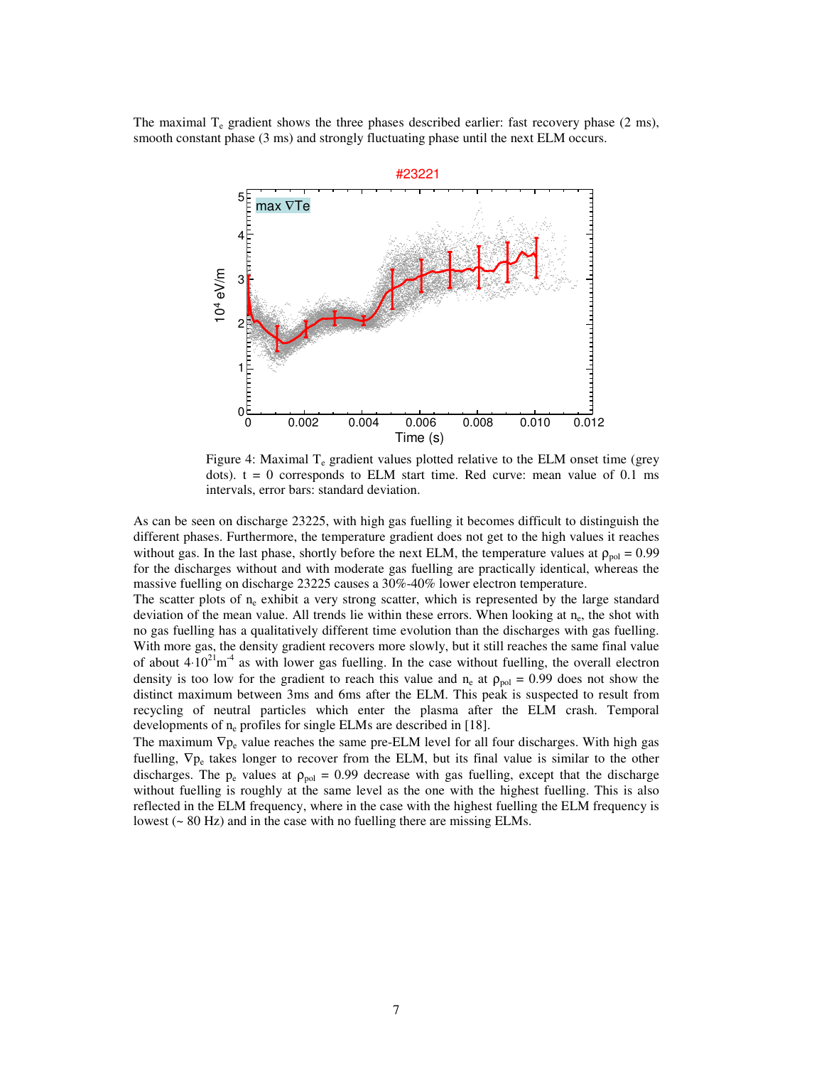The maximal $T_e$ gradient shows the three phases described earlier: fast recovery phase (2 ms), smooth constant phase (3 ms) and strongly fluctuating phase until the next ELM occurs.

Figure 4: Maximal $T_e$ gradient values plotted relative to the ELM onset time (grey dots). t = 0 corresponds to ELM start time. Red curve: mean value of 0.1 ms intervals, error bars: standard deviation.

As can be seen on discharge 23225, with high gas fuelling it becomes difficult to distinguish the different phases. Furthermore, the temperature gradient does not get to the high values it reaches without gas. In the last phase, shortly before the next ELM, the temperature values at $\rho_{pol} = 0.99$ for the discharges without and with moderate gas fuelling are practically identical, whereas the massive fuelling on discharge 23225 causes a 30%-40% lower electron temperature.

The scatter plots of $n_e$ exhibit a very strong scatter, which is represented by the large standard deviation of the mean value. All trends lie within these errors. When looking at $n_e$, the shot with no gas fuelling has a qualitatively different time evolution than the discharges with gas fuelling. With more gas, the density gradient recovers more slowly, but it still reaches the same final value of about $4{\cdot}10^{21}\text{m}^{-4}$ as with lower gas fuelling. In the case without fuelling, the overall electron density is too low for the gradient to reach this value and $n_e$ at $\rho_{pol} = 0.99$ does not show the distinct maximum between 3ms and 6ms after the ELM. This peak is suspected to result from recycling of neutral particles which enter the plasma after the ELM crash. Temporal developments of $n_e$ profiles for single ELMs are described in [18].

The maximum $\nabla p_e$ value reaches the same pre-ELM level for all four discharges. With high gas fuelling, $\nabla p_e$ takes longer to recover from the ELM, but its final value is similar to the other discharges. The $p_e$ values at $\rho_{pol} = 0.99$ decrease with gas fuelling, except that the discharge without fuelling is roughly at the same level as the one with the highest fuelling. This is also reflected in the ELM frequency, where in the case with the highest fuelling the ELM frequency is lowest (~ 80 Hz) and in the case with no fuelling there are missing ELMs.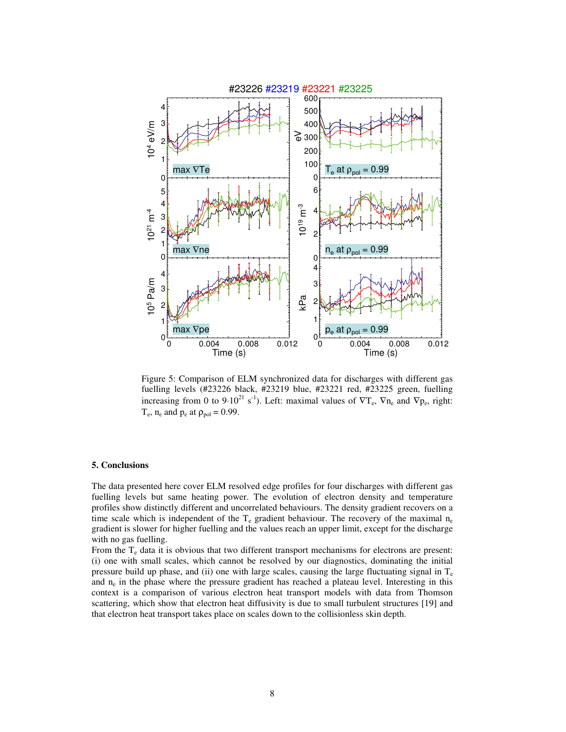Figure 5: Comparison of ELM synchronized data for discharges with different gas fuelling levels (#23226 black, #23219 blue, #23221 red, #23225 green, fuelling increasing from 0 to $9 \cdot 10^{21}$ $s^{-1}$). Left: maximal values of $\nabla T_e$, $\nabla n_e$ and $\nabla p_e$, right: $T_e$, $n_e$ and $p_e$ at $\rho_{pol} = 0.99$.

## 5. Conclusions

The data presented here cover ELM resolved edge profiles for four discharges with different gas fuelling levels but same heating power. The evolution of electron density and temperature profiles show distinctly different and uncorrelated behaviours. The density gradient recovers on a time scale which is independent of the $T_e$ gradient behaviour. The recovery of the maximal $n_e$ gradient is slower for higher fuelling and the values reach an upper limit, except for the discharge with no gas fuelling.

From the $T_e$ data it is obvious that two different transport mechanisms for electrons are present: (i) one with small scales, which cannot be resolved by our diagnostics, dominating the initial pressure build up phase, and (ii) one with large scales, causing the large fluctuating signal in $T_e$ and $n_e$ in the phase where the pressure gradient has reached a plateau level. Interesting in this context is a comparison of various electron heat transport models with data from Thomson scattering, which show that electron heat diffusivity is due to small turbulent structures [19] and that electron heat transport takes place on scales down to the collisionless skin depth.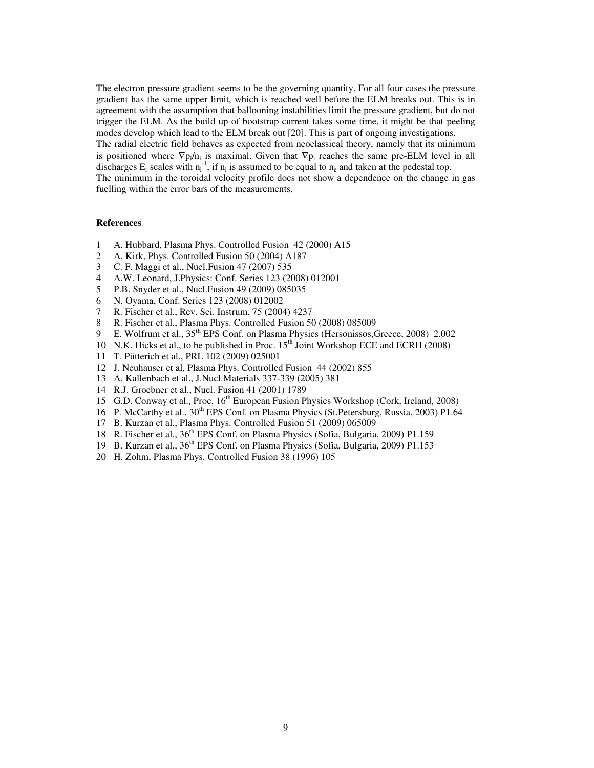The electron pressure gradient seems to be the governing quantity. For all four cases the pressure gradient has the same upper limit, which is reached well before the ELM breaks out. This is in agreement with the assumption that ballooning instabilities limit the pressure gradient, but do not trigger the ELM. As the build up of bootstrap current takes some time, it might be that peeling modes develop which lead to the ELM break out [20]. This is part of ongoing investigations.
The radial electric field behaves as expected from neoclassical theory, namely that its minimum is positioned where $\nabla p_i/n_i$ is maximal. Given that $\nabla p_i$ reaches the same pre-ELM level in all discharges $E_r$ scales with $n_i^{-1}$, if $n_i$ is assumed to be equal to $n_e$ and taken at the pedestal top.
The minimum in the toroidal velocity profile does not show a dependence on the change in gas fuelling within the error bars of the measurements.

**References**

1. A. Hubbard, Plasma Phys. Controlled Fusion 42 (2000) A15
2. A. Kirk, Phys. Controlled Fusion 50 (2004) A187
3. C. F. Maggi et al., Nucl.Fusion 47 (2007) 535
4. A.W. Leonard, J.Physics: Conf. Series 123 (2008) 012001
5. P.B. Snyder et al., Nucl.Fusion 49 (2009) 085035
6. N. Oyama, Conf. Series 123 (2008) 012002
7. R. Fischer et al., Rev. Sci. Instrum. 75 (2004) 4237
8. R. Fischer et al., Plasma Phys. Controlled Fusion 50 (2008) 085009
9. E. Wolfrum et al., 35th EPS Conf. on Plasma Physics (Hersonissos,Greece, 2008) 2.002
10. N.K. Hicks et al., to be published in Proc. 15th Joint Workshop ECE and ECRH (2008)
11. T. Pütterich et al., PRL 102 (2009) 025001
12. J. Neuhauser et al, Plasma Phys. Controlled Fusion 44 (2002) 855
13. A. Kallenbach et al., J.Nucl.Materials 337-339 (2005) 381
14. R.J. Groebner et al., Nucl. Fusion 41 (2001) 1789
15. G.D. Conway et al., Proc. 16th European Fusion Physics Workshop (Cork, Ireland, 2008)
16. P. McCarthy et al., 30th EPS Conf. on Plasma Physics (St.Petersburg, Russia, 2003) P1.64
17. B. Kurzan et al., Plasma Phys. Controlled Fusion 51 (2009) 065009
18. R. Fischer et al., 36th EPS Conf. on Plasma Physics (Sofia, Bulgaria, 2009) P1.159
19. B. Kurzan et al., 36th EPS Conf. on Plasma Physics (Sofia, Bulgaria, 2009) P1.153
20. H. Zohm, Plasma Phys. Controlled Fusion 38 (1996) 105